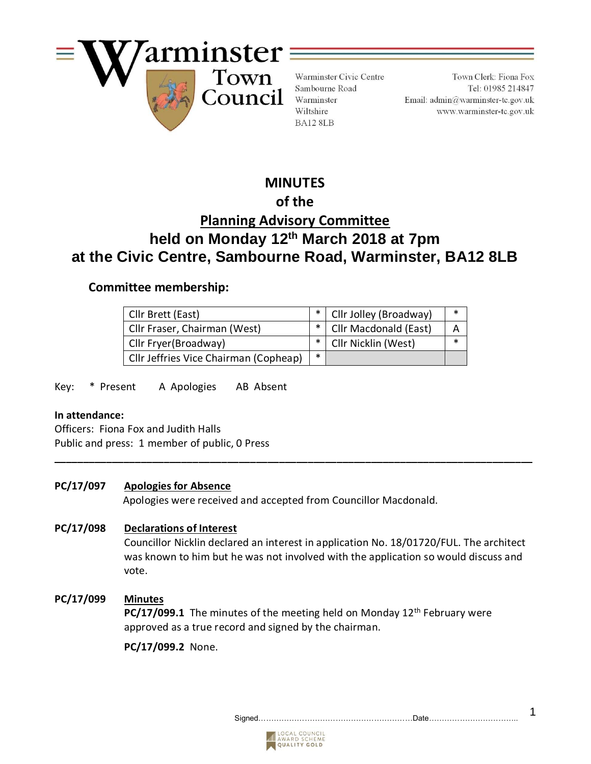# Warminster Town Council

Warminster Civic Centre
Sambourne Road
Warminster
Wiltshire
BA12 8LB

Town Clerk: Fiona Fox
Tel: 01985 214847
Email: admin@warminster-tc.gov.uk
www.warminster-tc.gov.uk

## MINUTES
## of the
## Planning Advisory Committee
## held on Monday 12th March 2018 at 7pm
## at the Civic Centre, Sambourne Road, Warminster, BA12 8LB

### Committee membership:

| | | | |
|---|---|---|---|
| Cllr Brett (East) | * | Cllr Jolley (Broadway) | * |
| Cllr Fraser, Chairman (West) | * | Cllr Macdonald (East) | A |
| Cllr Fryer(Broadway) | * | Cllr Nicklin (West) | * |
| Cllr Jeffries Vice Chairman (Copheap) | * | | |

Key: * Present A Apologies AB Absent

**In attendance:**
Officers: Fiona Fox and Judith Halls
Public and press: 1 member of public, 0 Press

---

**PC/17/097** **Apologies for Absence**
Apologies were received and accepted from Councillor Macdonald.

**PC/17/098** **Declarations of Interest**
Councillor Nicklin declared an interest in application No. 18/01720/FUL. The architect was known to him but he was not involved with the application so would discuss and vote.

**PC/17/099** **Minutes**
**PC/17/099.1** The minutes of the meeting held on Monday 12th February were approved as a true record and signed by the chairman.

**PC/17/099.2** None.

Signed……………………………………………………Date……………………………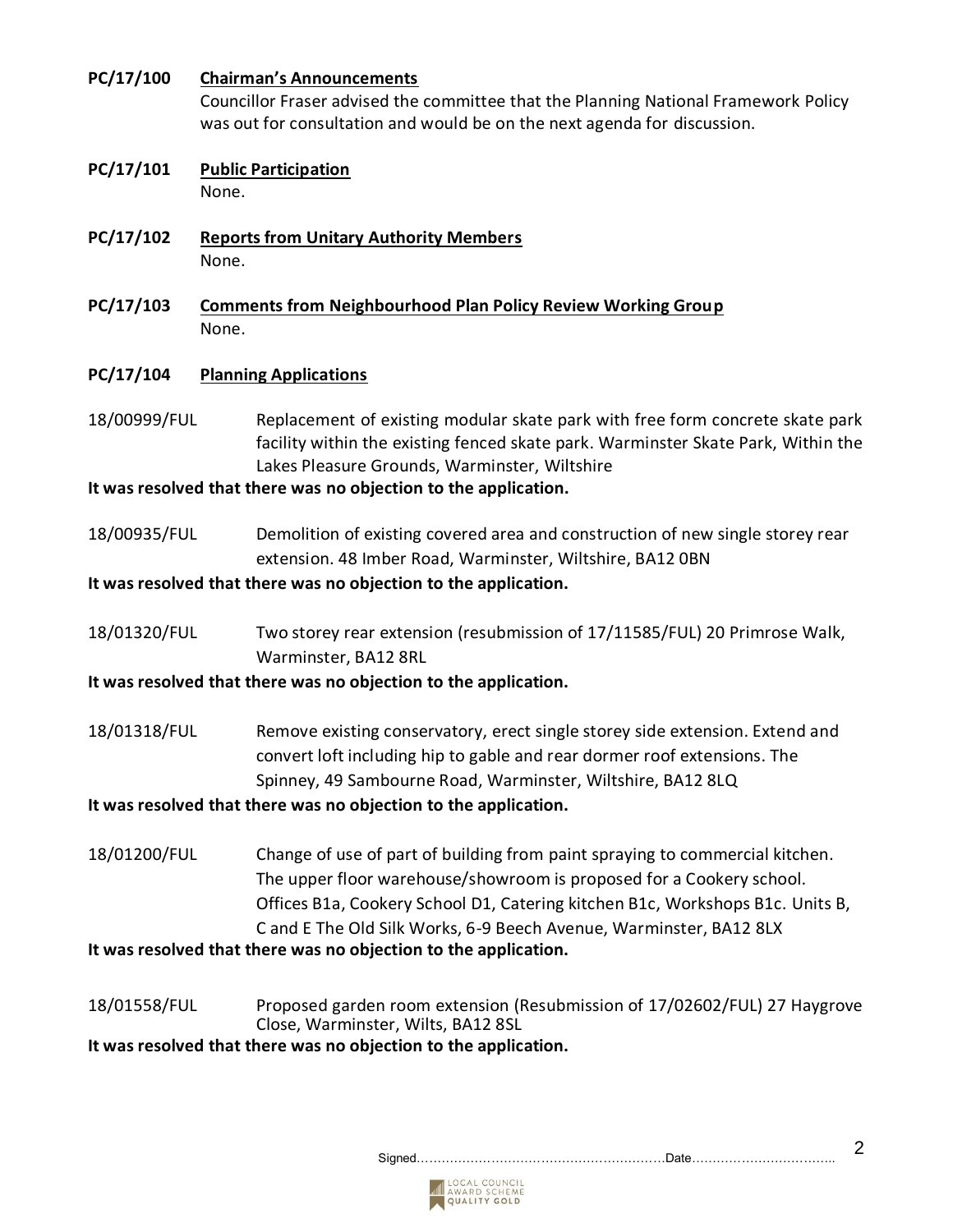**PC/17/100 <u>Chairman's Announcements</u>**

Councillor Fraser advised the committee that the Planning National Framework Policy was out for consultation and would be on the next agenda for discussion.

**PC/17/101 <u>Public Participation</u>**

None.

**PC/17/102 <u>Reports from Unitary Authority Members</u>**

None.

**PC/17/103 <u>Comments from Neighbourhood Plan Policy Review Working Group</u>**

None.

**PC/17/104 <u>Planning Applications</u>**

18/00999/FUL Replacement of existing modular skate park with free form concrete skate park facility within the existing fenced skate park. Warminster Skate Park, Within the Lakes Pleasure Grounds, Warminster, Wiltshire

**It was resolved that there was no objection to the application.**

18/00935/FUL Demolition of existing covered area and construction of new single storey rear extension. 48 Imber Road, Warminster, Wiltshire, BA12 0BN

**It was resolved that there was no objection to the application.**

18/01320/FUL Two storey rear extension (resubmission of 17/11585/FUL) 20 Primrose Walk, Warminster, BA12 8RL

**It was resolved that there was no objection to the application.**

18/01318/FUL Remove existing conservatory, erect single storey side extension. Extend and convert loft including hip to gable and rear dormer roof extensions. The Spinney, 49 Sambourne Road, Warminster, Wiltshire, BA12 8LQ

**It was resolved that there was no objection to the application.**

18/01200/FUL Change of use of part of building from paint spraying to commercial kitchen. The upper floor warehouse/showroom is proposed for a Cookery school. Offices B1a, Cookery School D1, Catering kitchen B1c, Workshops B1c. Units B, C and E The Old Silk Works, 6-9 Beech Avenue, Warminster, BA12 8LX

**It was resolved that there was no objection to the application.**

18/01558/FUL Proposed garden room extension (Resubmission of 17/02602/FUL) 27 Haygrove Close, Warminster, Wilts, BA12 8SL

**It was resolved that there was no objection to the application.**

Signed……………………………………………………Date……………………………..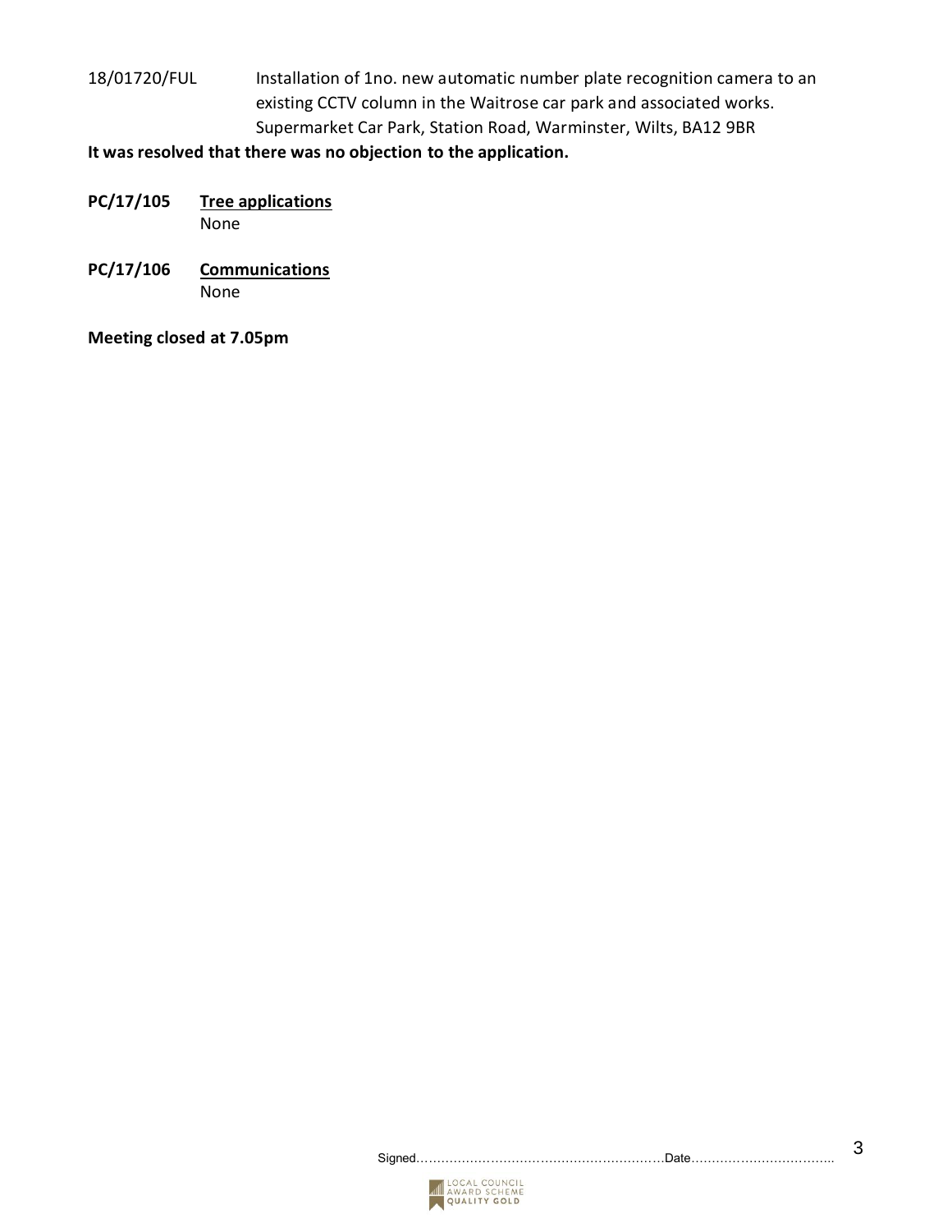18/01720/FUL Installation of 1no. new automatic number plate recognition camera to an existing CCTV column in the Waitrose car park and associated works. Supermarket Car Park, Station Road, Warminster, Wilts, BA12 9BR

**It was resolved that there was no objection to the application.**

**PC/17/105** **Tree applications**
None

**PC/17/106** **Communications**
None

**Meeting closed at 7.05pm**

Signed……………………………………………………Date……………………………..